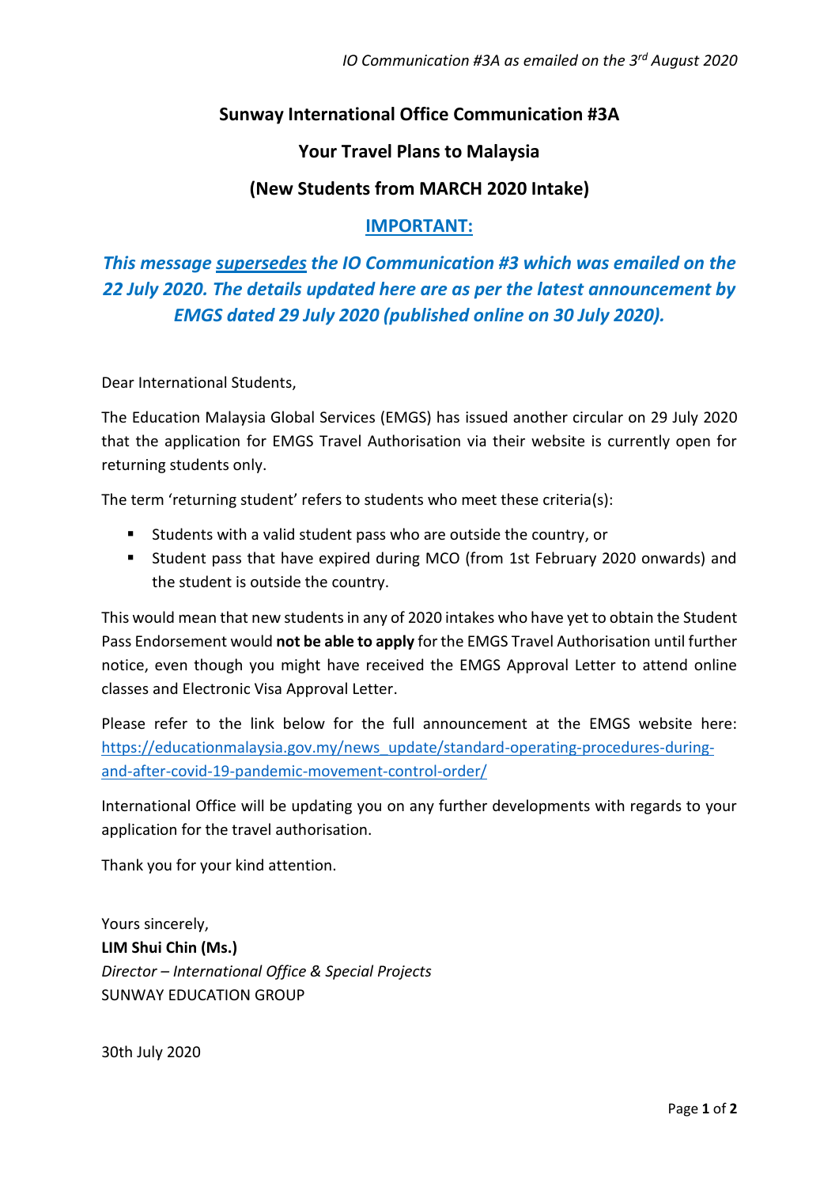*IO Communication #3A as emailed on the 3rd August 2020*

# Sunway International Office Communication #3A

## Your Travel Plans to Malaysia

## (New Students from MARCH 2020 Intake)

**IMPORTANT:**

***This message supersedes the IO Communication #3 which was emailed on the 22 July 2020. The details updated here are as per the latest announcement by EMGS dated 29 July 2020 (published online on 30 July 2020).***

Dear International Students,

The Education Malaysia Global Services (EMGS) has issued another circular on 29 July 2020 that the application for EMGS Travel Authorisation via their website is currently open for returning students only.

The term 'returning student' refers to students who meet these criteria(s):

- Students with a valid student pass who are outside the country, or
- Student pass that have expired during MCO (from 1st February 2020 onwards) and the student is outside the country.

This would mean that new students in any of 2020 intakes who have yet to obtain the Student Pass Endorsement would **not be able to apply** for the EMGS Travel Authorisation until further notice, even though you might have received the EMGS Approval Letter to attend online classes and Electronic Visa Approval Letter.

Please refer to the link below for the full announcement at the EMGS website here: https://educationmalaysia.gov.my/news_update/standard-operating-procedures-during-and-after-covid-19-pandemic-movement-control-order/

International Office will be updating you on any further developments with regards to your application for the travel authorisation.

Thank you for your kind attention.

Yours sincerely,
**LIM Shui Chin (Ms.)**
*Director – International Office & Special Projects*
SUNWAY EDUCATION GROUP

30th July 2020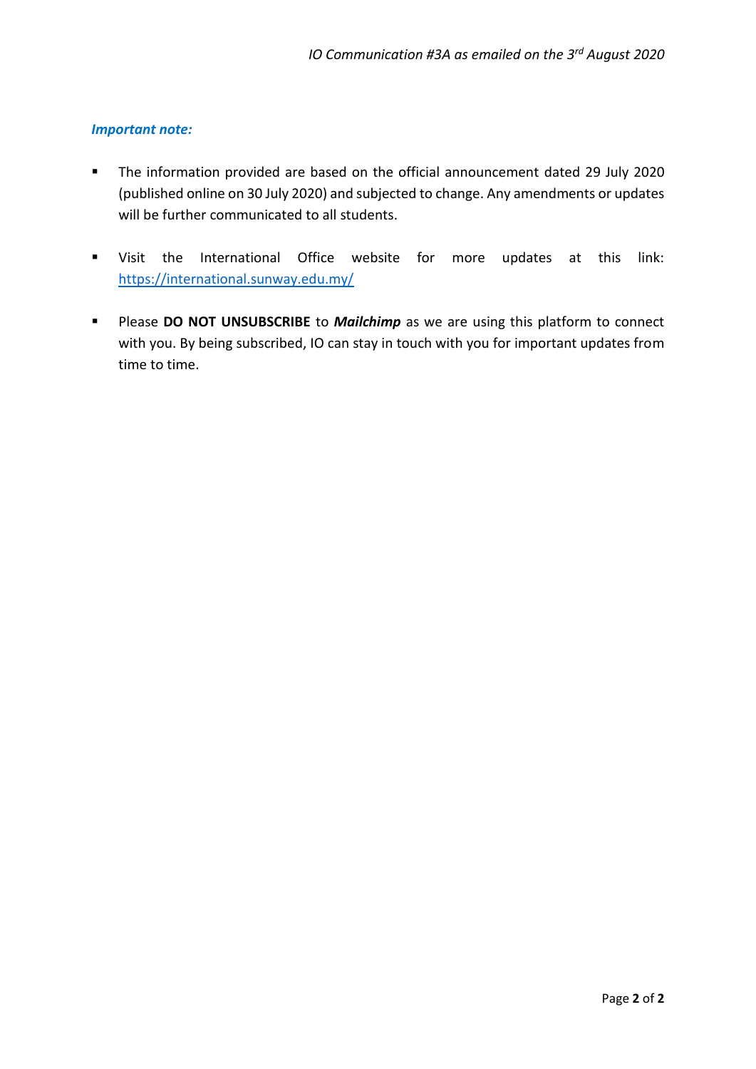***Important note:***

- The information provided are based on the official announcement dated 29 July 2020 (published online on 30 July 2020) and subjected to change. Any amendments or updates will be further communicated to all students.

- Visit the International Office website for more updates at this link: [https://international.sunway.edu.my/](https://international.sunway.edu.my/)

- Please **DO NOT UNSUBSCRIBE** to ***Mailchimp*** as we are using this platform to connect with you. By being subscribed, IO can stay in touch with you for important updates from time to time.